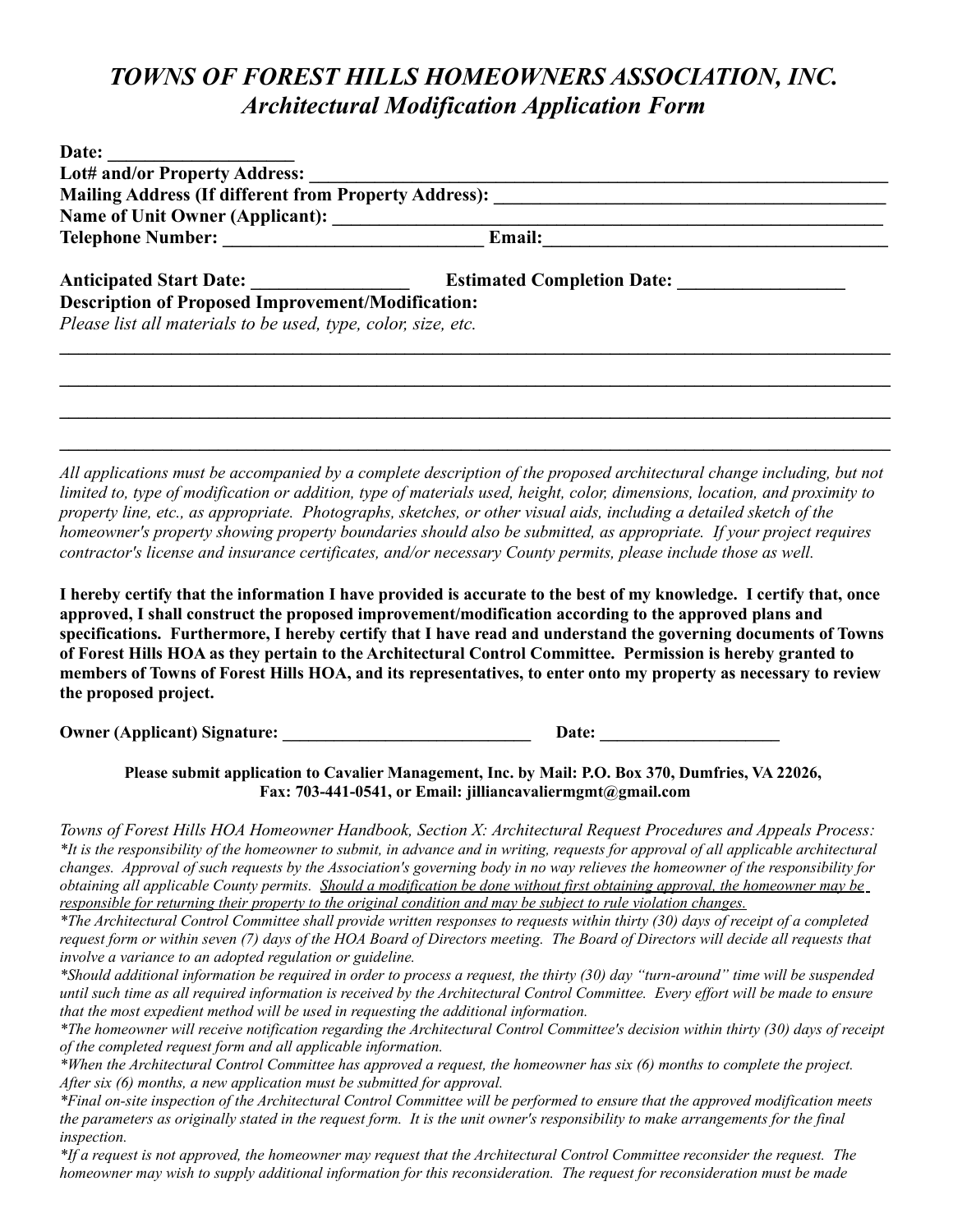# *TOWNS OF FOREST HILLS HOMEOWNERS ASSOCIATION, INC.*
## *Architectural Modification Application Form*

**Date: ____________________**
**Lot# and/or Property Address: ______________________________________________________________**
**Mailing Address (If different from Property Address): ____________________________________________**
**Name of Unit Owner (Applicant): _____________________________________________________________**
**Telephone Number: _____________________________ Email:_____________________________________**

**Anticipated Start Date: _________________ Estimated Completion Date: __________________**
**Description of Proposed Improvement/Modification:**
*Please list all materials to be used, type, color, size, etc.*

_____________________________________________________________________________________________

_____________________________________________________________________________________________

_____________________________________________________________________________________________

_____________________________________________________________________________________________

*All applications must be accompanied by a complete description of the proposed architectural change including, but not limited to, type of modification or addition, type of materials used, height, color, dimensions, location, and proximity to property line, etc., as appropriate. Photographs, sketches, or other visual aids, including a detailed sketch of the homeowner's property showing property boundaries should also be submitted, as appropriate. If your project requires contractor's license and insurance certificates, and/or necessary County permits, please include those as well.*

**I hereby certify that the information I have provided is accurate to the best of my knowledge. I certify that, once approved, I shall construct the proposed improvement/modification according to the approved plans and specifications. Furthermore, I hereby certify that I have read and understand the governing documents of Towns of Forest Hills HOA as they pertain to the Architectural Control Committee. Permission is hereby granted to members of Towns of Forest Hills HOA, and its representatives, to enter onto my property as necessary to review the proposed project.**

**Owner (Applicant) Signature: ______________________________ Date: _____________________**

**Please submit application to Cavalier Management, Inc. by Mail: P.O. Box 370, Dumfries, VA 22026, Fax: 703-441-0541, or Email: jilliancaviermgmt@gmail.com**

*Towns of Forest Hills HOA Homeowner Handbook, Section X: Architectural Request Procedures and Appeals Process:*
*\*It is the responsibility of the homeowner to submit, in advance and in writing, requests for approval of all applicable architectural changes. Approval of such requests by the Association's governing body in no way relieves the homeowner of the responsibility for obtaining all applicable County permits. <u>Should a modification be done without first obtaining approval, the homeowner may be responsible for returning their property to the original condition and may be subject to rule violation changes.</u>*
*\*The Architectural Control Committee shall provide written responses to requests within thirty (30) days of receipt of a completed request form or within seven (7) days of the HOA Board of Directors meeting. The Board of Directors will decide all requests that involve a variance to an adopted regulation or guideline.*
*\*Should additional information be required in order to process a request, the thirty (30) day "turn-around" time will be suspended until such time as all required information is received by the Architectural Control Committee. Every effort will be made to ensure that the most expedient method will be used in requesting the additional information.*
*\*The homeowner will receive notification regarding the Architectural Control Committee's decision within thirty (30) days of receipt of the completed request form and all applicable information.*
*\*When the Architectural Control Committee has approved a request, the homeowner has six (6) months to complete the project. After six (6) months, a new application must be submitted for approval.*
*\*Final on-site inspection of the Architectural Control Committee will be performed to ensure that the approved modification meets the parameters as originally stated in the request form. It is the unit owner's responsibility to make arrangements for the final inspection.*
*\*If a request is not approved, the homeowner may request that the Architectural Control Committee reconsider the request. The homeowner may wish to supply additional information for this reconsideration. The request for reconsideration must be made*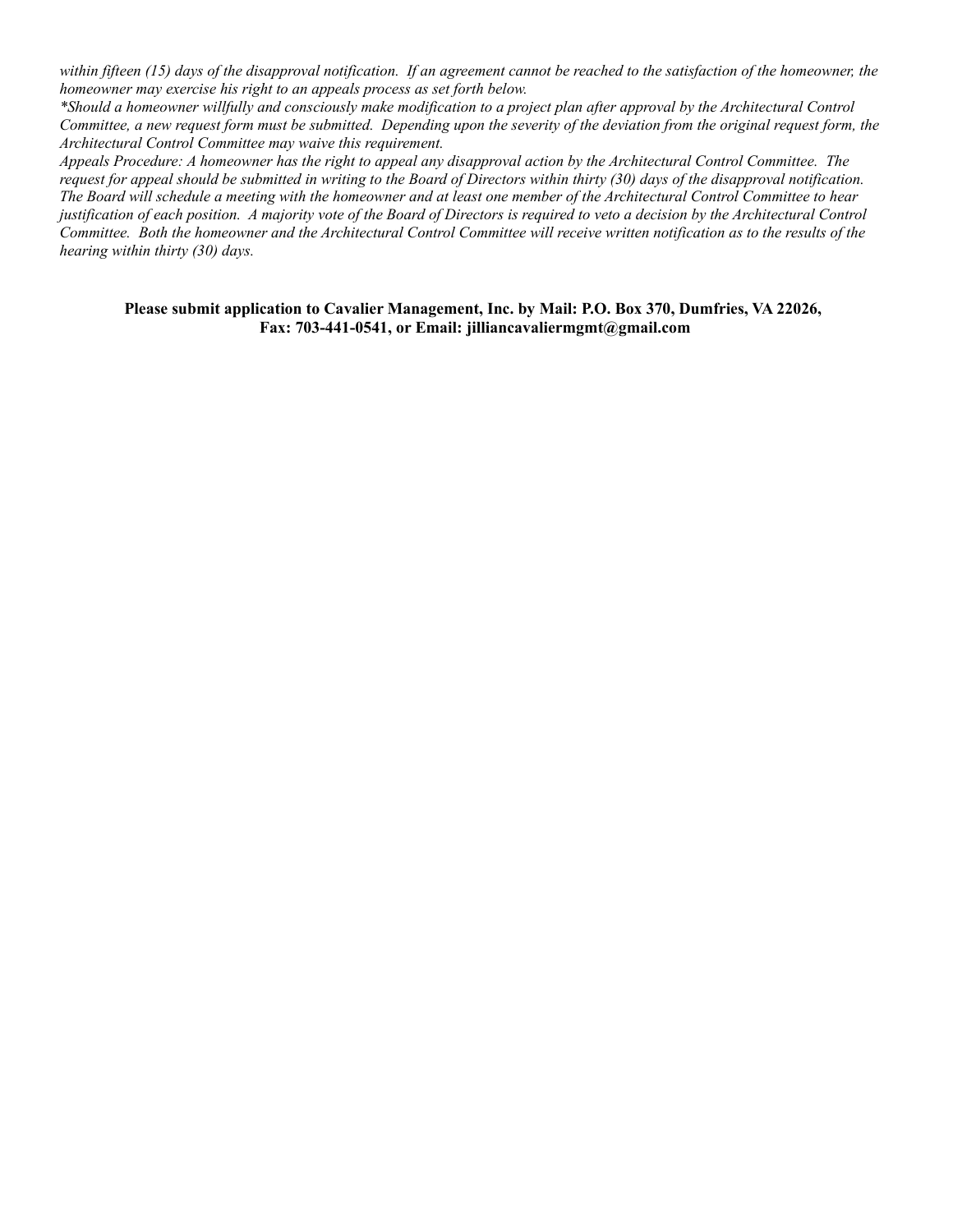*within fifteen (15) days of the disapproval notification. If an agreement cannot be reached to the satisfaction of the homeowner, the homeowner may exercise his right to an appeals process as set forth below.*

*\*Should a homeowner willfully and consciously make modification to a project plan after approval by the Architectural Control Committee, a new request form must be submitted. Depending upon the severity of the deviation from the original request form, the Architectural Control Committee may waive this requirement.*

*Appeals Procedure: A homeowner has the right to appeal any disapproval action by the Architectural Control Committee. The request for appeal should be submitted in writing to the Board of Directors within thirty (30) days of the disapproval notification. The Board will schedule a meeting with the homeowner and at least one member of the Architectural Control Committee to hear justification of each position. A majority vote of the Board of Directors is required to veto a decision by the Architectural Control Committee. Both the homeowner and the Architectural Control Committee will receive written notification as to the results of the hearing within thirty (30) days.*

**Please submit application to Cavalier Management, Inc. by Mail: P.O. Box 370, Dumfries, VA 22026, Fax: 703-441-0541, or Email: jilliancavaliermgmt@gmail.com**